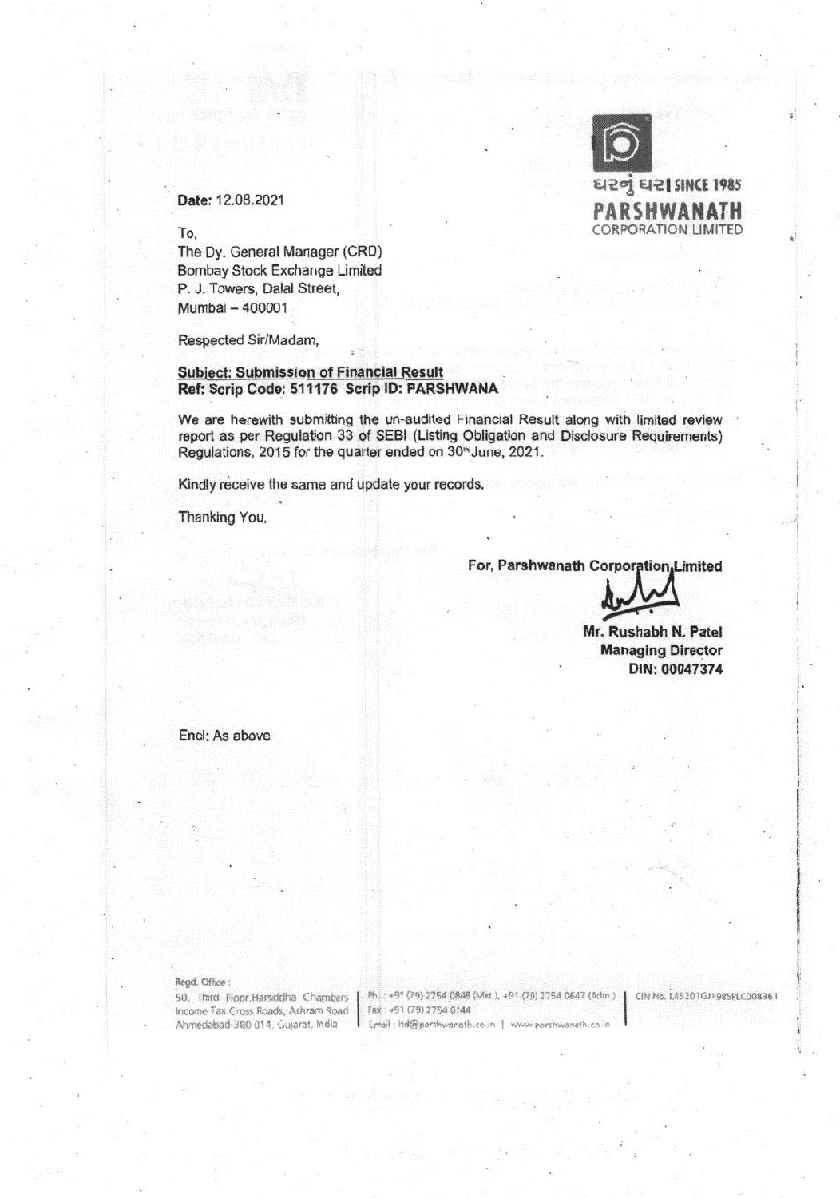ઘરનું ઘર| SINCE 1985
**PARSHWANATH**
CORPORATION LIMITED

**Date:** 12.08.2021

To,
The Dy. General Manager (CRD)
Bombay Stock Exchange Limited
P. J. Towers, Dalal Street,
Mumbai – 400001

Respected Sir/Madam,

**<u>Subject: Submission of Financial Result</u>**
**Ref: Scrip Code: 511176 Scrip ID: PARSHWANA**

We are herewith submitting the un-audited Financial Result along with limited review report as per Regulation 33 of SEBI (Listing Obligation and Disclosure Requirements) Regulations, 2015 for the quarter ended on 30th June, 2021.

Kindly receive the same and update your records.

Thanking You,

**For, Parshwanath Corporation Limited**

**Mr. Rushabh N. Patel**
**Managing Director**
**DIN: 00047374**

Encl: As above

Regd. Office :
50, Third Floor, Harsiddha Chambers
Income Tax Cross Roads, Ashram Road
Ahmedabad-380 014, Gujarat, India

Ph. : +91 (79) 2754 0848 (Mkt.), +91 (79) 2754 0647 (Adm.)
Fax : +91 (79) 2754 0144
Email : ltd@parshwanath.co.in | www.parshwanath.co.in

CIN No. L45201GJ1985PLC008361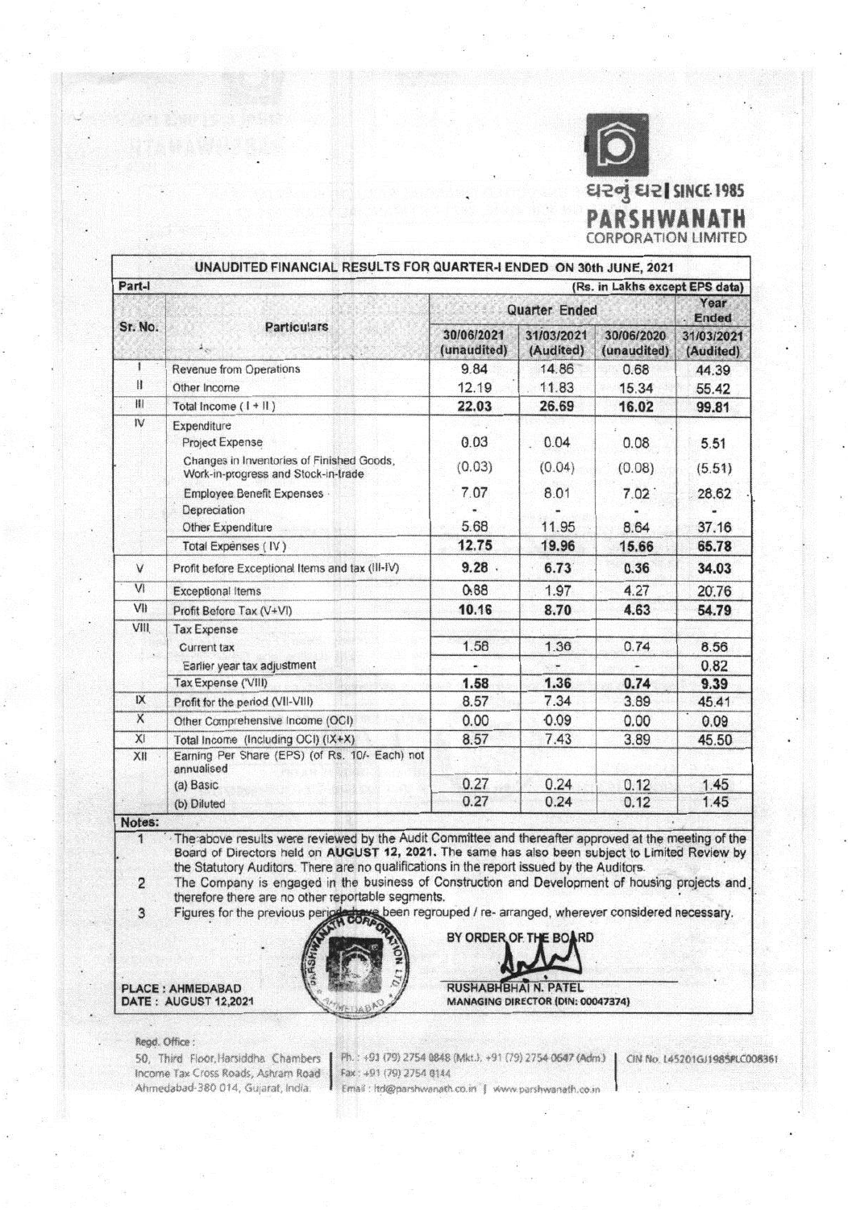ઘરનું ઘર | SINCE 1985

**PARSHWANATH**
CORPORATION LIMITED

## UNAUDITED FINANCIAL RESULTS FOR QUARTER-I ENDED ON 30th JUNE, 2021

Part-I (Rs. in Lakhs except EPS data)

| Sr. No. | Particulars | Quarter Ended | | | Year Ended |
|---|---|---|---|---|---|
| | | 30/06/2021 (unaudited) | 31/03/2021 (Audited) | 30/06/2020 (unaudited) | 31/03/2021 (Audited) |
| I | Revenue from Operations | 9.84 | 14.86 | 0.68 | 44.39 |
| II | Other Income | 12.19 | 11.83 | 15.34 | 55.42 |
| III | Total Income ( I + II ) | **22.03** | **26.69** | **16.02** | **99.81** |
| IV | Expenditure | | | | |
| | Project Expense | 0.03 | 0.04 | 0.08 | 5.51 |
| | Changes in Inventories of Finished Goods, Work-in-progress and Stock-in-trade | (0.03) | (0.04) | (0.08) | (5.51) |
| | Employee Benefit Expenses | 7.07 | 8.01 | 7.02 | 28.62 |
| | Depreciation | - | - | - | - |
| | Other Expenditure | 5.68 | 11.95 | 8.64 | 37.16 |
| | Total Expenses ( IV ) | **12.75** | **19.96** | **15.66** | **65.78** |
| V | Profit before Exceptional Items and tax (III-IV) | **9.28** | **6.73** | **0.36** | **34.03** |
| VI | Exceptional Items | 0.88 | 1.97 | 4.27 | 20.76 |
| VII | Profit Before Tax (V+VI) | **10.16** | **8.70** | **4.63** | **54.79** |
| VIII | Tax Expense | | | | |
| | Current tax | 1.58 | 1.36 | 0.74 | 8.56 |
| | Earlier year tax adjustment | - | - | - | 0.82 |
| | Tax Expense (VIII) | **1.58** | **1.36** | **0.74** | **9.39** |
| IX | Profit for the period (VII-VIII) | 8.57 | 7.34 | 3.89 | 45.41 |
| X | Other Comprehensive Income (OCI) | 0.00 | 0.09 | 0.00 | 0.09 |
| XI | Total Income (Including OCI) (IX+X) | 8.57 | 7.43 | 3.89 | 45.50 |
| XII | Earning Per Share (EPS) (of Rs. 10/- Each) not annualised | | | | |
| | (a) Basic | 0.27 | 0.24 | 0.12 | 1.45 |
| | (b) Diluted | 0.27 | 0.24 | 0.12 | 1.45 |

**Notes:**

1. The above results were reviewed by the Audit Committee and thereafter approved at the meeting of the Board of Directors held on **AUGUST 12, 2021.** The same has also been subject to Limited Review by the Statutory Auditors. There are no qualifications in the report issued by the Auditors.
2. The Company is engaged in the business of Construction and Development of housing projects and therefore there are no other reportable segments.
3. Figures for the previous periods have been regrouped / re- arranged, wherever considered necessary.

BY ORDER OF THE BOARD

**RUSHABHBHAI N. PATEL**
**MANAGING DIRECTOR (DIN: 00047374)**

**PLACE : AHMEDABAD**
**DATE : AUGUST 12,2021**

Regd. Office :
50, Third Floor, Harsiddha Chambers Income Tax Cross Roads, Ashram Road Ahmedabad-380 014, Gujarat, India.
Ph. : +91 (79) 2754 0848 (Mkt.), +91 (79) 2754 0647 (Adm.) Fax : +91 (79) 2754 0144
Email : ltd@parshwanath.co.in | www.parshwanath.co.in
CIN No. L45201GJ1985PLC008361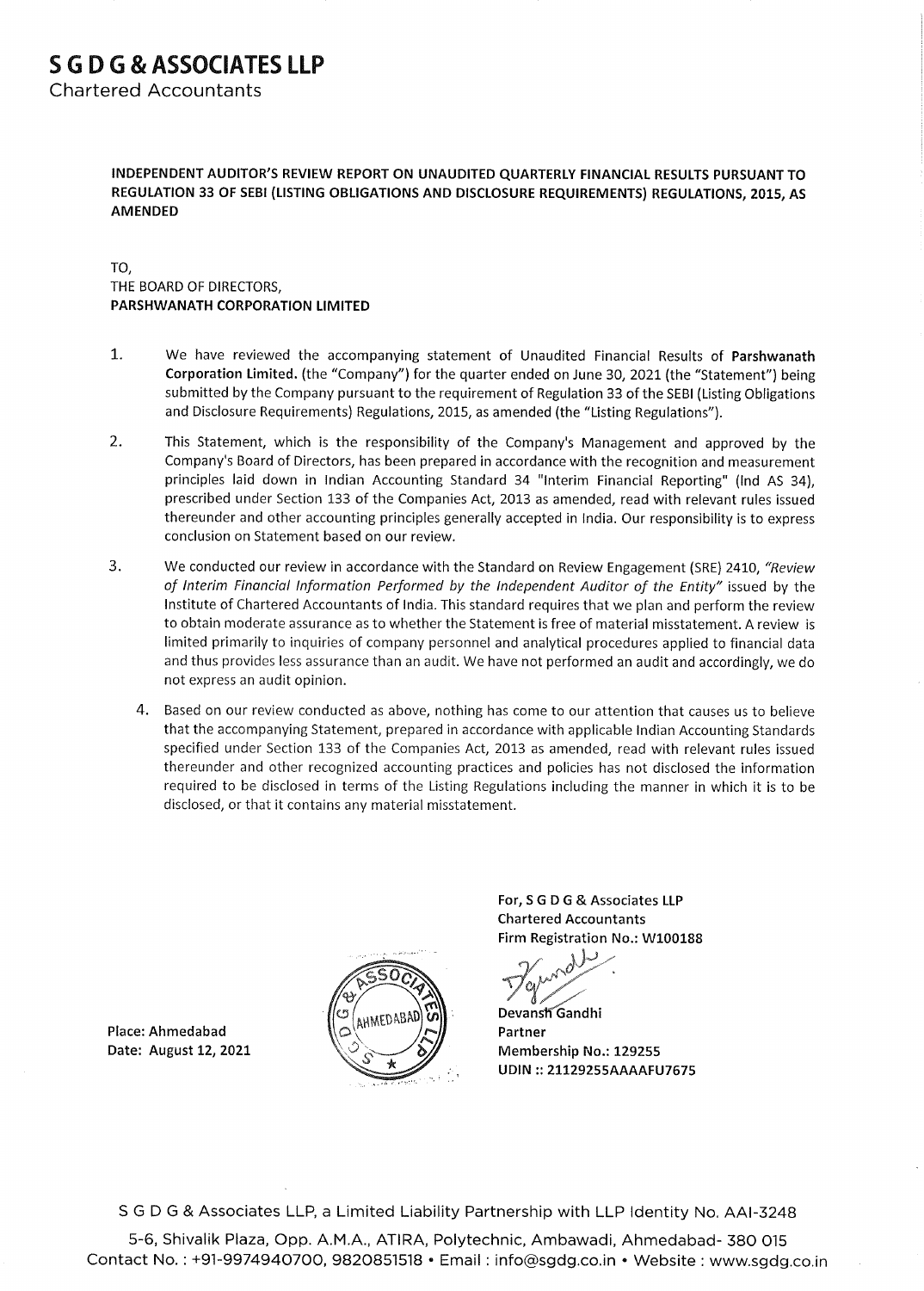# S G D G & ASSOCIATES LLP

Chartered Accountants

**INDEPENDENT AUDITOR'S REVIEW REPORT ON UNAUDITED QUARTERLY FINANCIAL RESULTS PURSUANT TO REGULATION 33 OF SEBI (LISTING OBLIGATIONS AND DISCLOSURE REQUIREMENTS) REGULATIONS, 2015, AS AMENDED**

TO,
THE BOARD OF DIRECTORS,
**PARSHWANATH CORPORATION LIMITED**

1. We have reviewed the accompanying statement of Unaudited Financial Results of **Parshwanath Corporation Limited.** (the "Company") for the quarter ended on June 30, 2021 (the "Statement") being submitted by the Company pursuant to the requirement of Regulation 33 of the SEBI (Listing Obligations and Disclosure Requirements) Regulations, 2015, as amended (the "Listing Regulations").

2. This Statement, which is the responsibility of the Company's Management and approved by the Company's Board of Directors, has been prepared in accordance with the recognition and measurement principles laid down in Indian Accounting Standard 34 "Interim Financial Reporting" (Ind AS 34), prescribed under Section 133 of the Companies Act, 2013 as amended, read with relevant rules issued thereunder and other accounting principles generally accepted in India. Our responsibility is to express conclusion on Statement based on our review.

3. We conducted our review in accordance with the Standard on Review Engagement (SRE) 2410, *"Review of Interim Financial Information Performed by the Independent Auditor of the Entity"* issued by the Institute of Chartered Accountants of India. This standard requires that we plan and perform the review to obtain moderate assurance as to whether the Statement is free of material misstatement. A review is limited primarily to inquiries of company personnel and analytical procedures applied to financial data and thus provides less assurance than an audit. We have not performed an audit and accordingly, we do not express an audit opinion.

4. Based on our review conducted as above, nothing has come to our attention that causes us to believe that the accompanying Statement, prepared in accordance with applicable Indian Accounting Standards specified under Section 133 of the Companies Act, 2013 as amended, read with relevant rules issued thereunder and other recognized accounting practices and policies has not disclosed the information required to be disclosed in terms of the Listing Regulations including the manner in which it is to be disclosed, or that it contains any material misstatement.

**For, S G D G & Associates LLP**
**Chartered Accountants**
**Firm Registration No.: W100188**

**Devansh Gandhi**
**Partner**
**Membership No.: 129255**
**UDIN :: 21129255AAAAFU7675**

**Place: Ahmedabad**
**Date: August 12, 2021**

S G D G & Associates LLP, a Limited Liability Partnership with LLP Identity No. AAI-3248

5-6, Shivalik Plaza, Opp. A.M.A., ATIRA, Polytechnic, Ambawadi, Ahmedabad- 380 015
Contact No. : +91-9974940700, 9820851518 • Email : info@sgdg.co.in • Website : www.sgdg.co.in